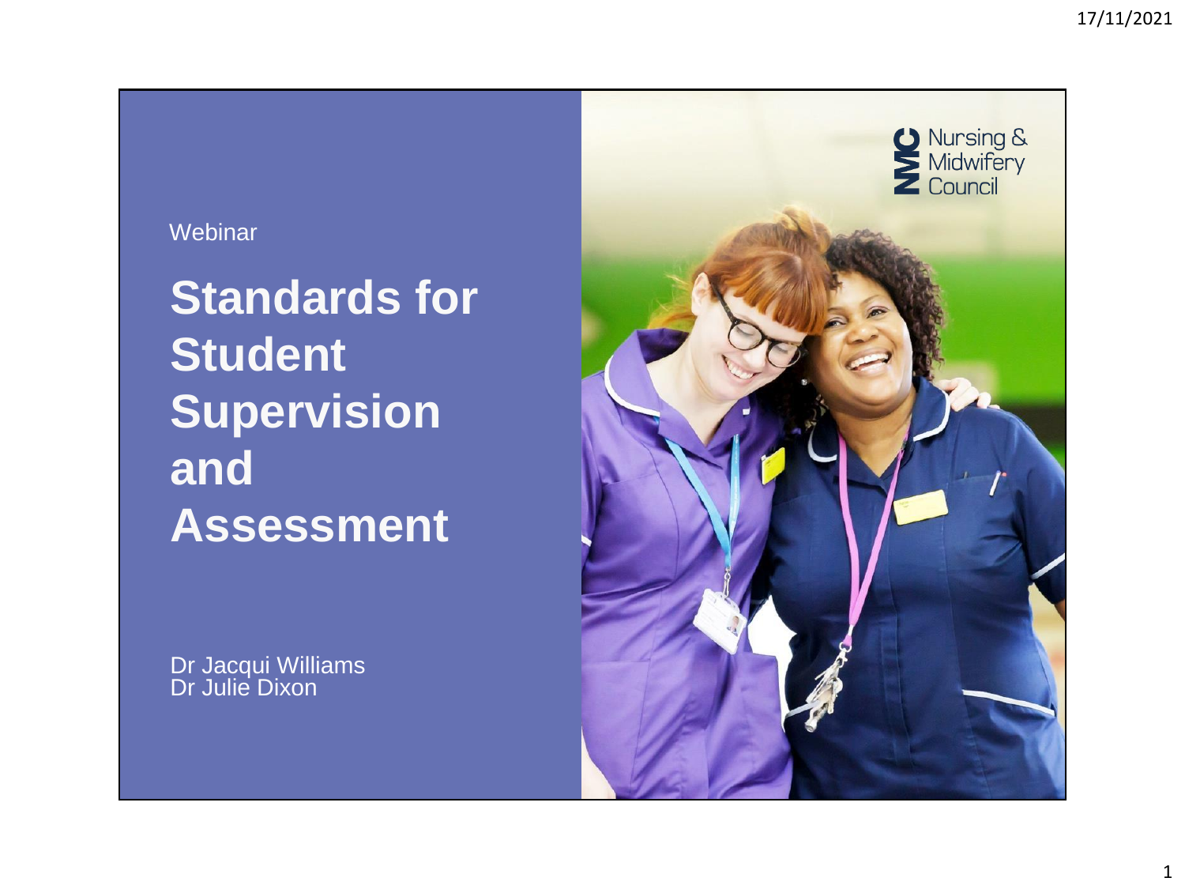Webinar

# Standards for Student Supervision and Assessment

Dr Jacqui Williams
Dr Julie Dixon

Nursing & Midwifery Council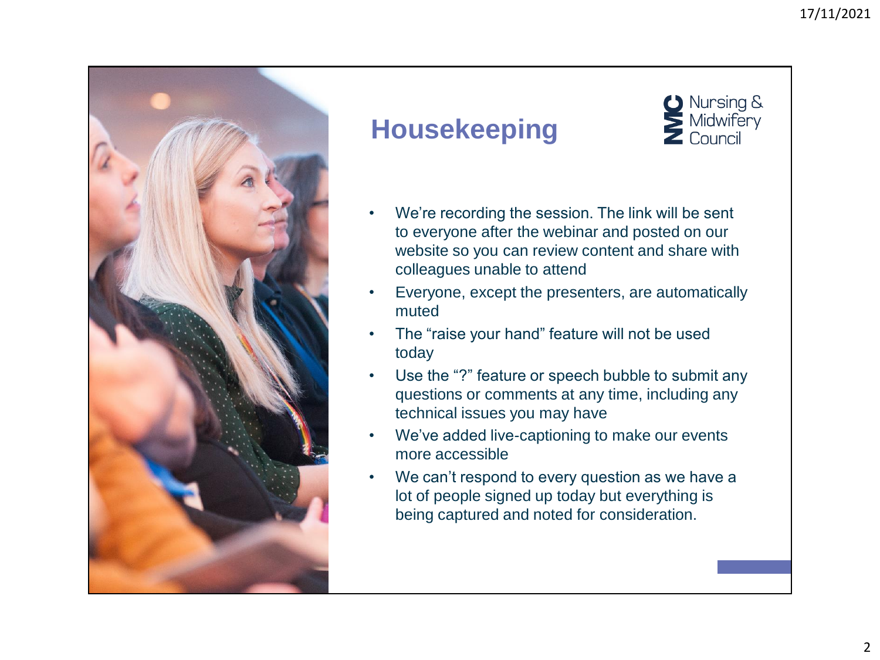# Housekeeping

Nursing & Midwifery Council

- We're recording the session. The link will be sent to everyone after the webinar and posted on our website so you can review content and share with colleagues unable to attend
- Everyone, except the presenters, are automatically muted
- The "raise your hand" feature will not be used today
- Use the "?" feature or speech bubble to submit any questions or comments at any time, including any technical issues you may have
- We've added live-captioning to make our events more accessible
- We can't respond to every question as we have a lot of people signed up today but everything is being captured and noted for consideration.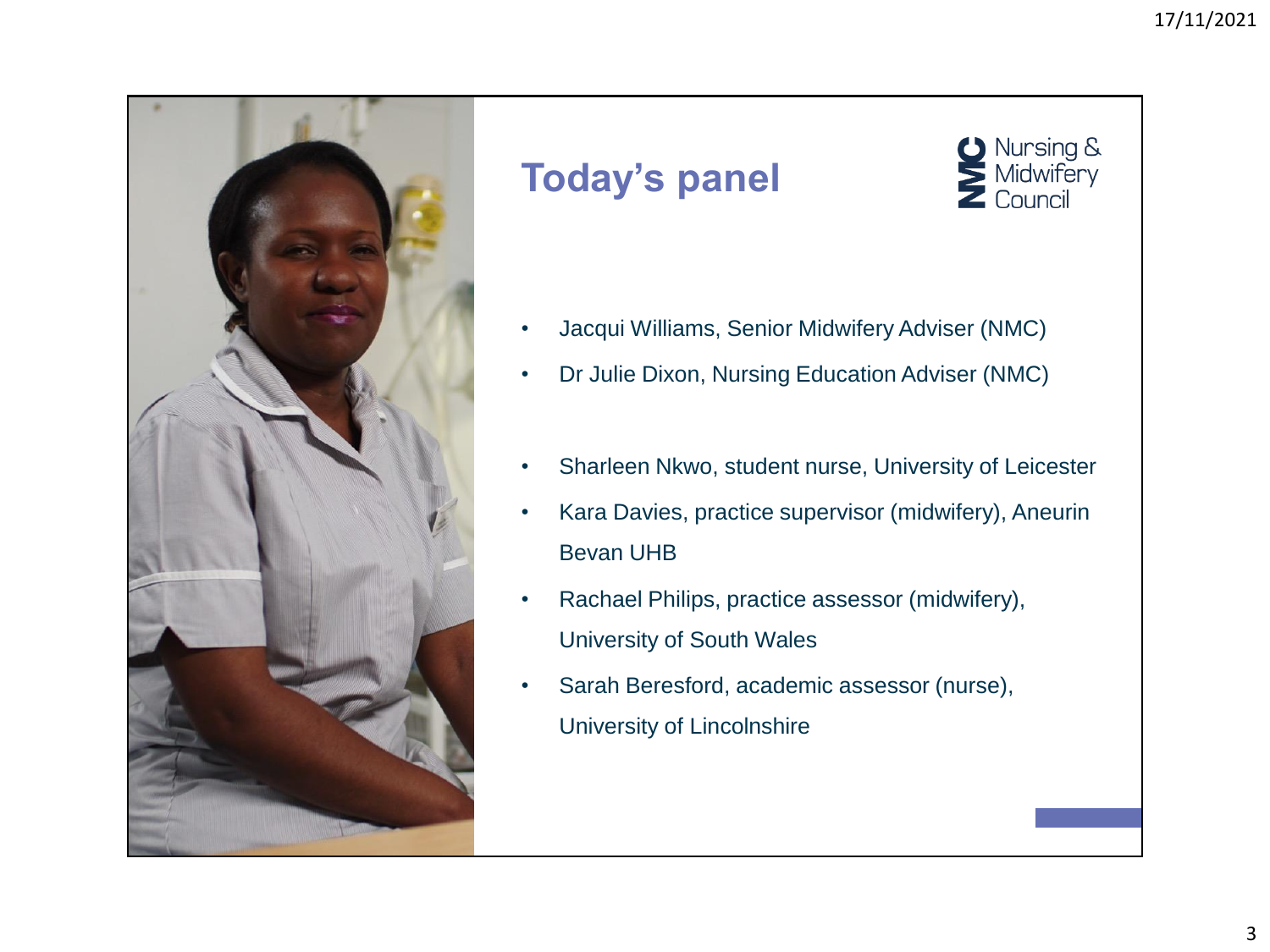# Today's panel

Nursing & Midwifery Council

- Jacqui Williams, Senior Midwifery Adviser (NMC)
- Dr Julie Dixon, Nursing Education Adviser (NMC)

- Sharleen Nkwo, student nurse, University of Leicester
- Kara Davies, practice supervisor (midwifery), Aneurin Bevan UHB
- Rachael Philips, practice assessor (midwifery), University of South Wales
- Sarah Beresford, academic assessor (nurse), University of Lincolnshire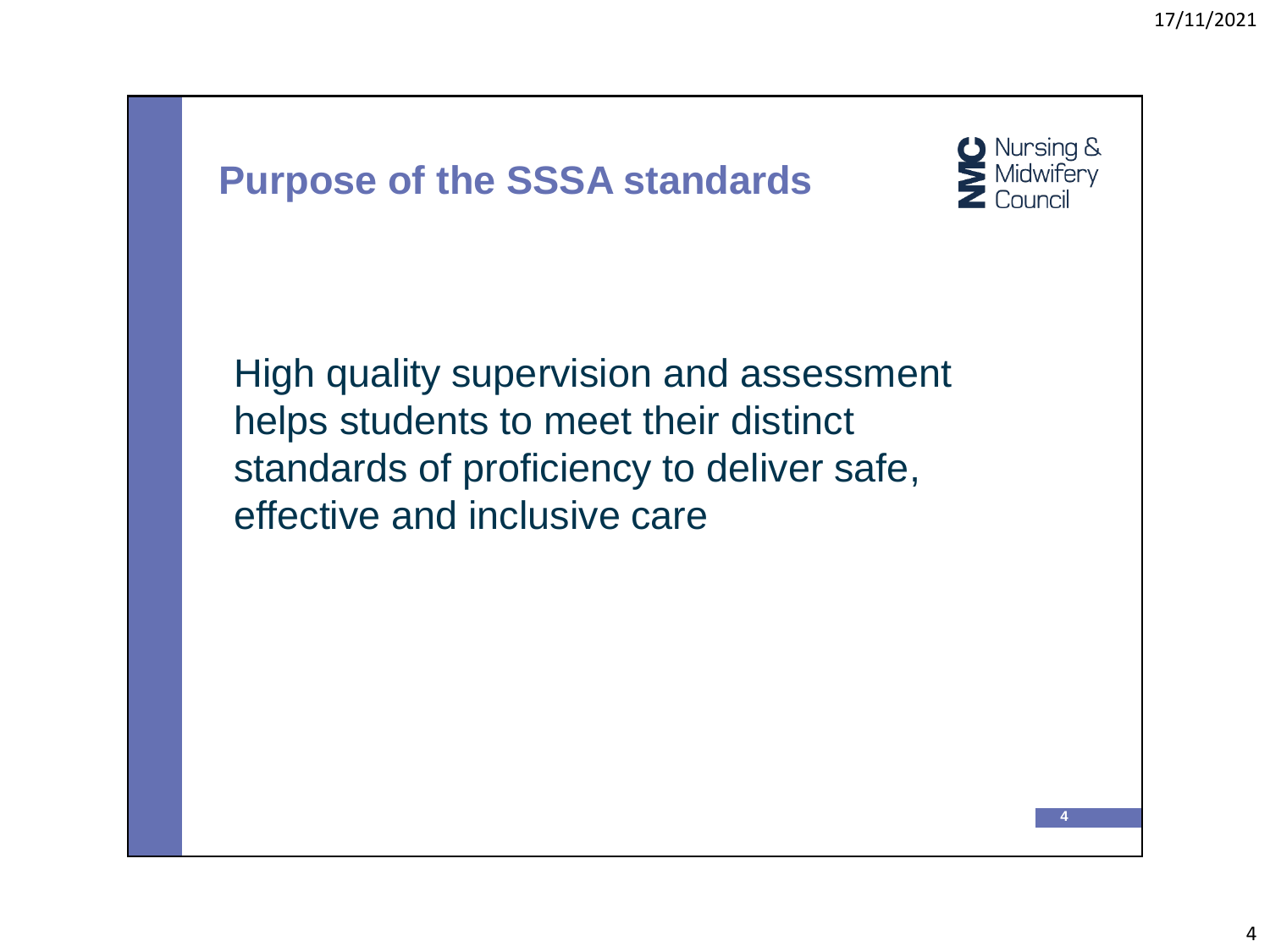# Purpose of the SSSA standards

Nursing & Midwifery Council

High quality supervision and assessment helps students to meet their distinct standards of proficiency to deliver safe, effective and inclusive care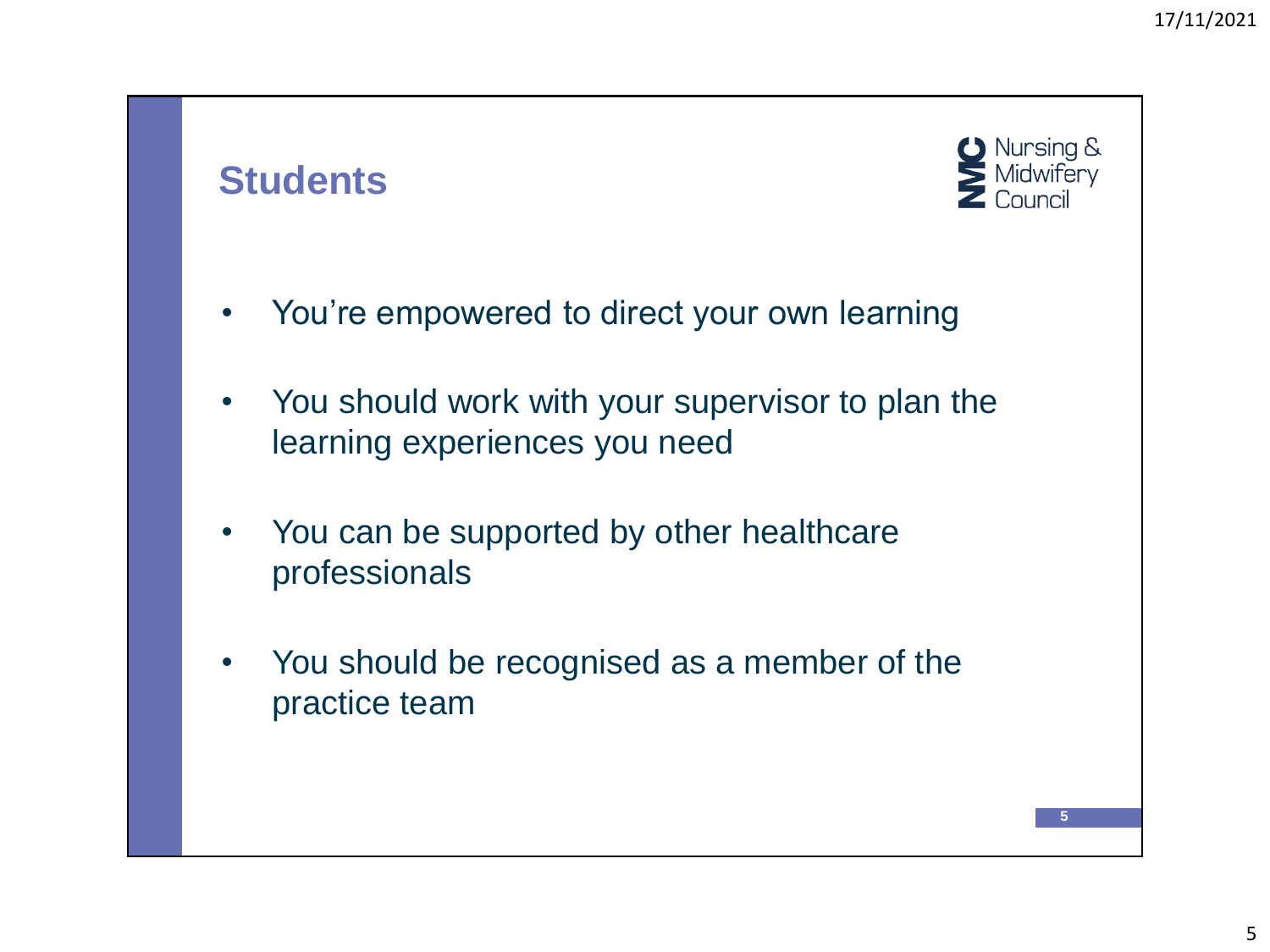## Students

Nursing & Midwifery Council

- You're empowered to direct your own learning
- You should work with your supervisor to plan the learning experiences you need
- You can be supported by other healthcare professionals
- You should be recognised as a member of the practice team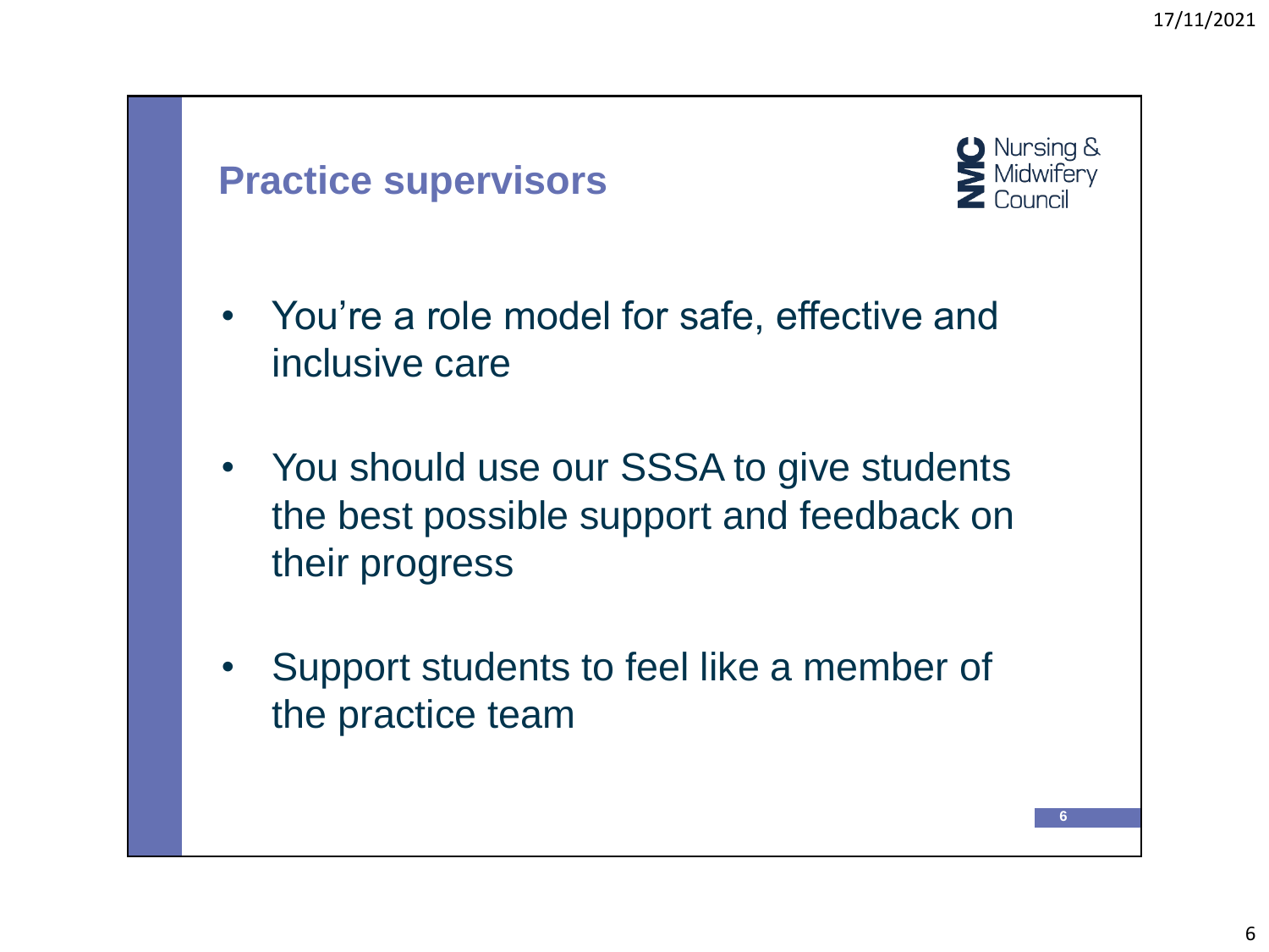## Practice supervisors

- You're a role model for safe, effective and inclusive care
- You should use our SSSA to give students the best possible support and feedback on their progress
- Support students to feel like a member of the practice team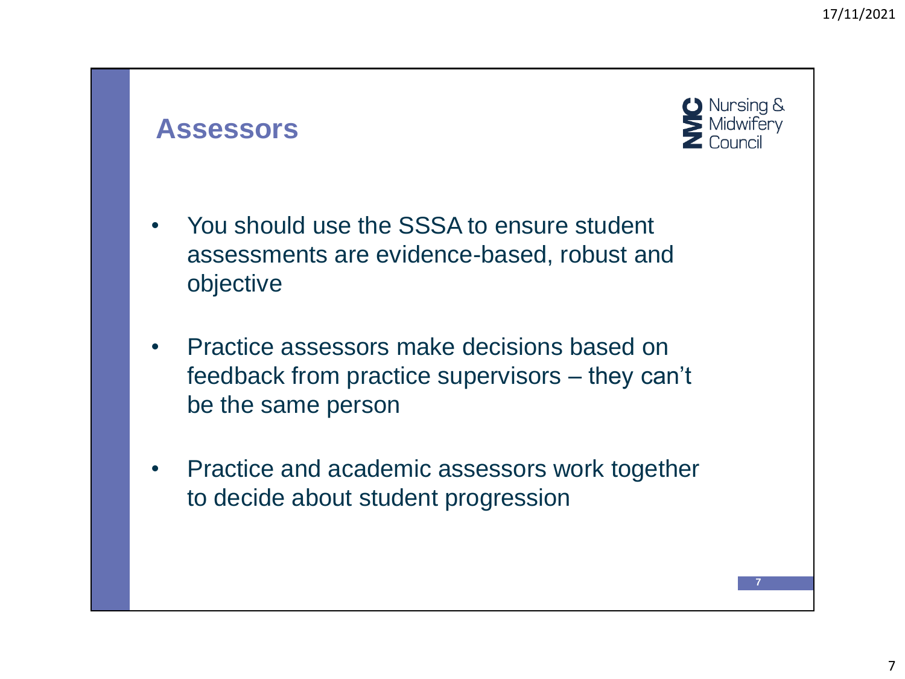## Assessors

- You should use the SSSA to ensure student assessments are evidence-based, robust and objective
- Practice assessors make decisions based on feedback from practice supervisors – they can't be the same person
- Practice and academic assessors work together to decide about student progression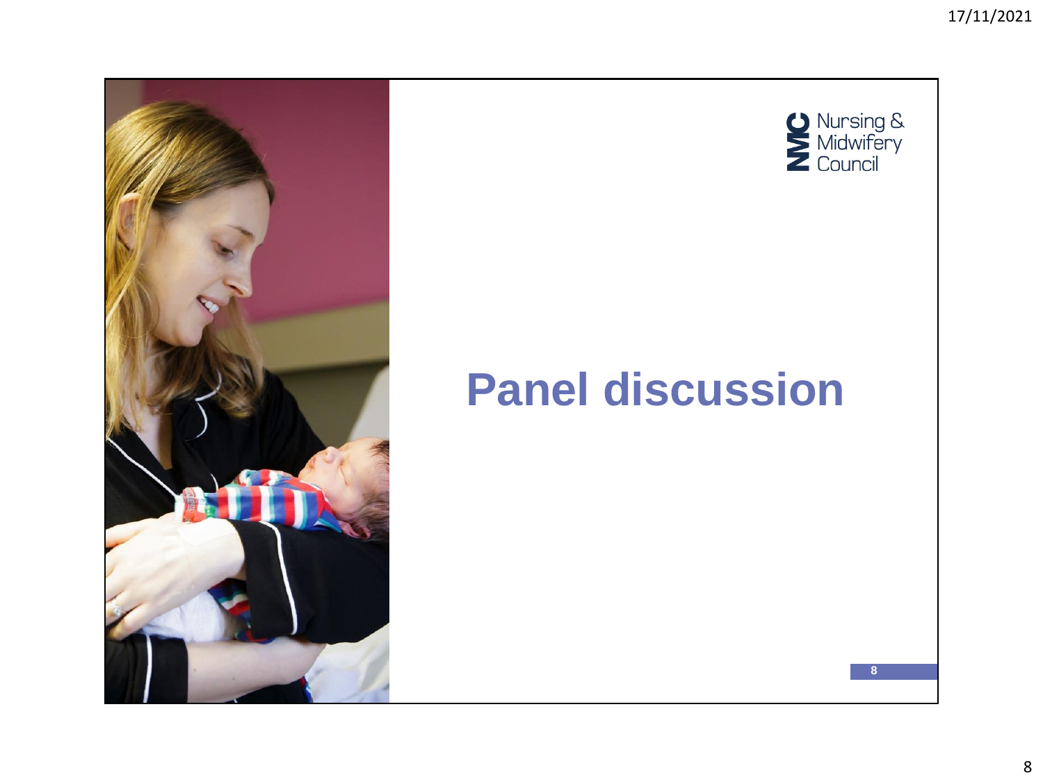Nursing & Midwifery Council

# Panel discussion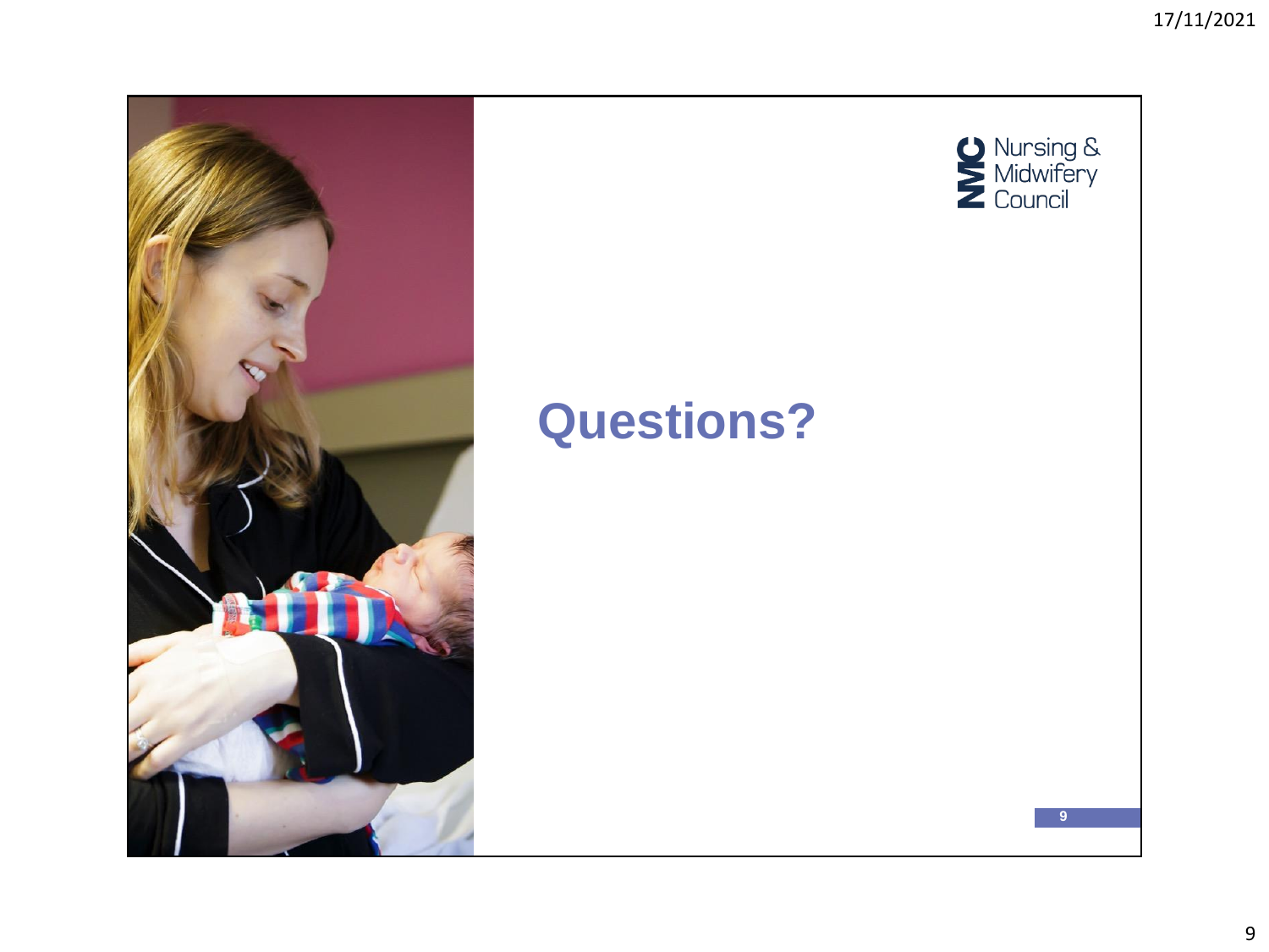Nursing & Midwifery Council

# Questions?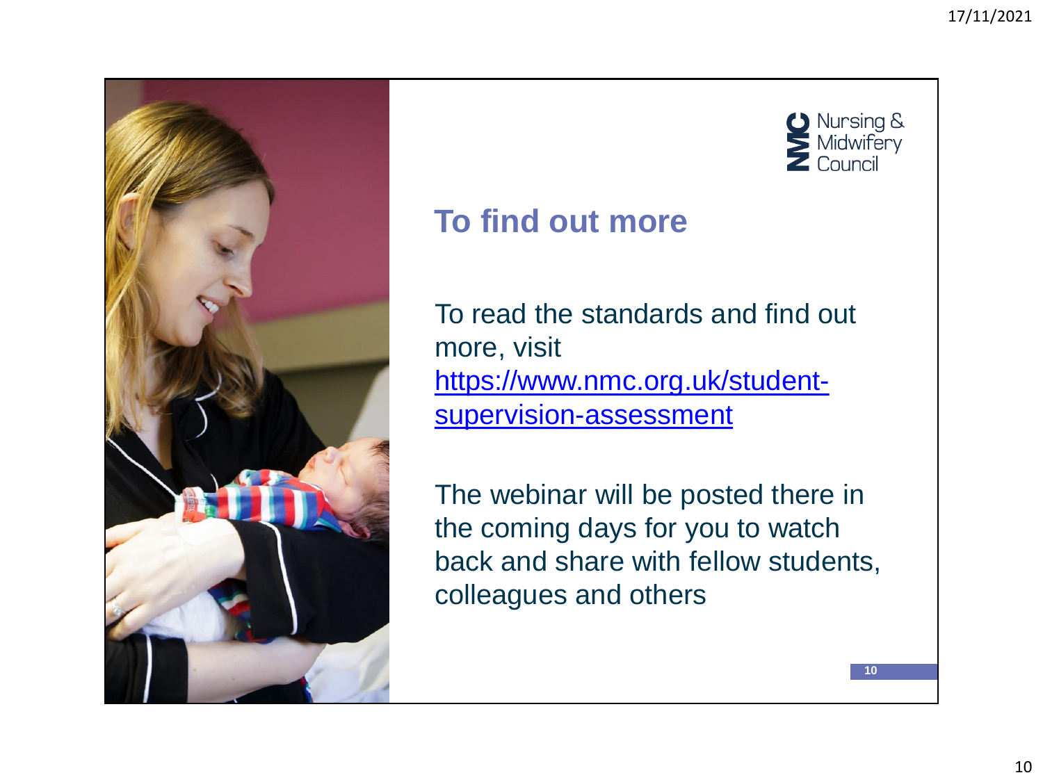Nursing & Midwifery Council

## To find out more

To read the standards and find out more, visit https://www.nmc.org.uk/student-supervision-assessment

The webinar will be posted there in the coming days for you to watch back and share with fellow students, colleagues and others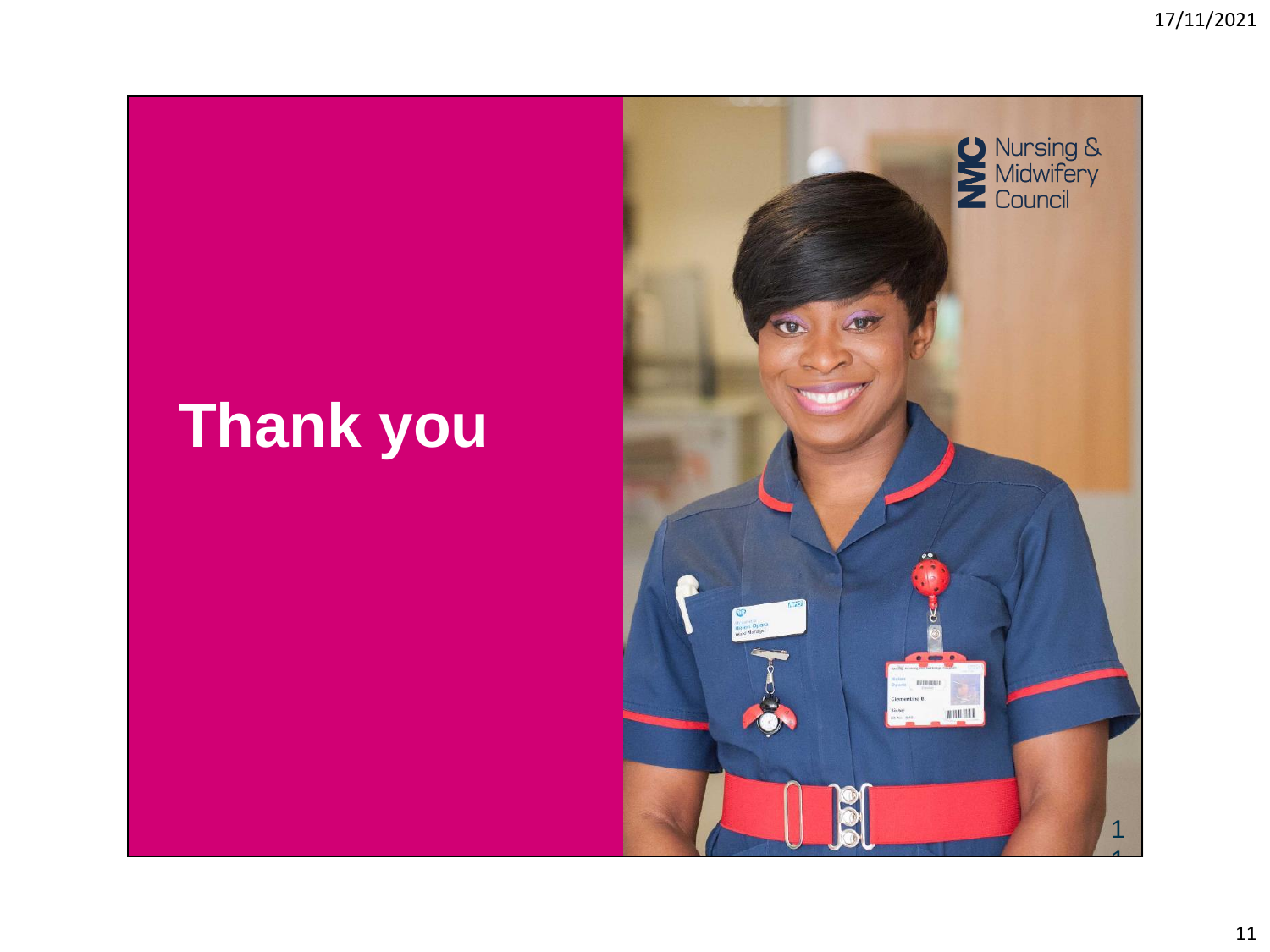# Thank you

Nursing & Midwifery Council